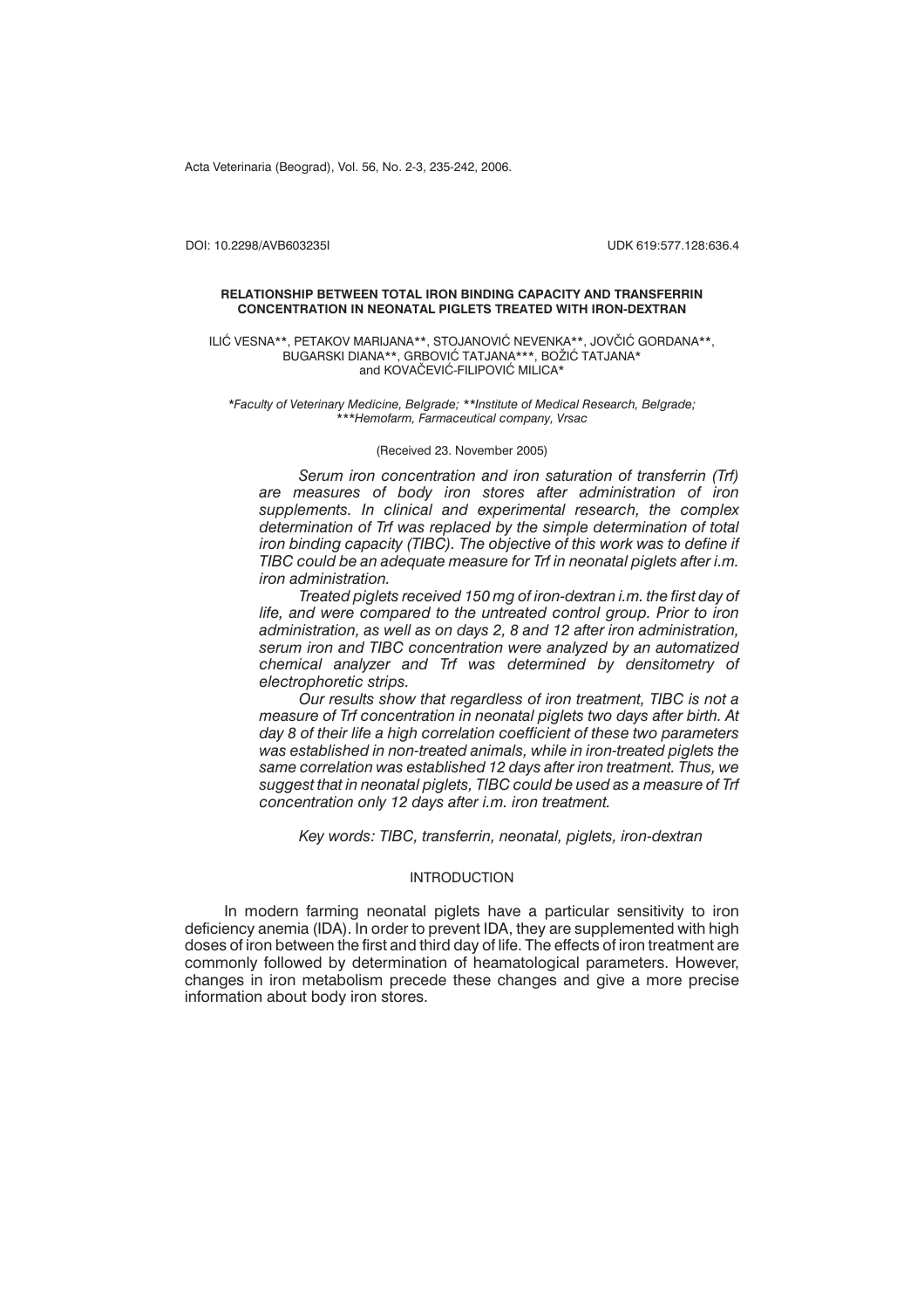DOI: 10.2298/AVB603235I UDK 619:577.128:636.4

# RELATIONSHIP BETWEEN TOTAL IRON BINDING CAPACITY AND TRANSFERRIN CONCENTRATION IN NEONATAL PIGLETS TREATED WITH IRON-DEXTRAN

ILIĆ VESNA**, PETAKOV MARIJANA**, STOJANOVIĆ NEVENKA**, JOVČIĆ GORDANA**, BUGARSKI DIANA**, GRBOVIĆ TATJANA***, BOŽIĆ TATJANA* and KOVAČEVIĆ-FILIPOVIĆ MILICA*

*\*Faculty of Veterinary Medicine, Belgrade; \*\*Institute of Medical Research, Belgrade; \*\*\*Hemofarm, Farmaceutical company, Vrsac*

(Received 23. November 2005)

*Serum iron concentration and iron saturation of transferrin (Trf) are measures of body iron stores after administration of iron supplements. In clinical and experimental research, the complex determination of Trf was replaced by the simple determination of total iron binding capacity (TIBC). The objective of this work was to define if TIBC could be an adequate measure for Trf in neonatal piglets after i.m. iron administration.*

*Treated piglets received 150 mg of iron-dextran i.m. the first day of life, and were compared to the untreated control group. Prior to iron administration, as well as on days 2, 8 and 12 after iron administration, serum iron and TIBC concentration were analyzed by an automatized chemical analyzer and Trf was determined by densitometry of electrophoretic strips.*

*Our results show that regardless of iron treatment, TIBC is not a measure of Trf concentration in neonatal piglets two days after birth. At day 8 of their life a high correlation coefficient of these two parameters was established in non-treated animals, while in iron-treated piglets the same correlation was established 12 days after iron treatment. Thus, we suggest that in neonatal piglets, TIBC could be used as a measure of Trf concentration only 12 days after i.m. iron treatment.*

*Key words: TIBC, transferrin, neonatal, piglets, iron-dextran*

## INTRODUCTION

In modern farming neonatal piglets have a particular sensitivity to iron deficiency anemia (IDA). In order to prevent IDA, they are supplemented with high doses of iron between the first and third day of life. The effects of iron treatment are commonly followed by determination of heamatological parameters. However, changes in iron metabolism precede these changes and give a more precise information about body iron stores.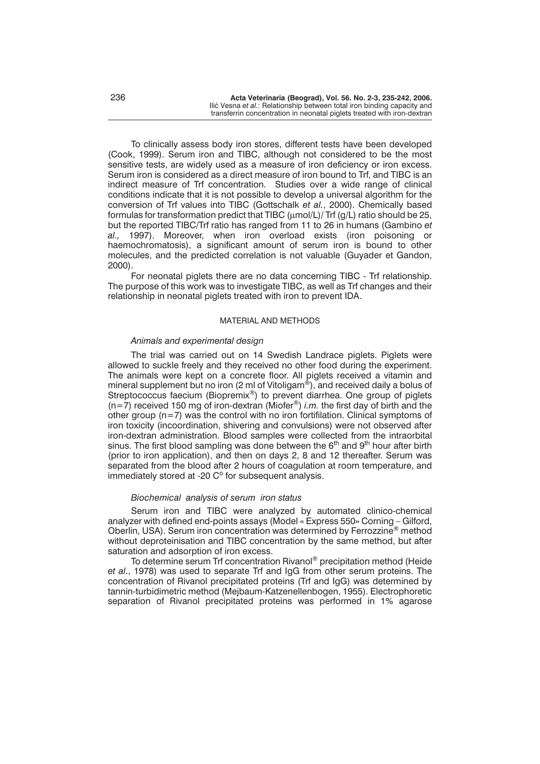To clinically assess body iron stores, different tests have been developed (Cook, 1999). Serum iron and TIBC, although not considered to be the most sensitive tests, are widely used as a measure of iron deficiency or iron excess. Serum iron is considered as a direct measure of iron bound to Trf, and TIBC is an indirect measure of Trf concentration. Studies over a wide range of clinical conditions indicate that it is not possible to develop a universal algorithm for the conversion of Trf values into TIBC (Gottschalk *et al*., 2000). Chemically based formulas for transformation predict that TIBC ($\mu$mol/L)/ Trf (g/L) ratio should be 25, but the reported TIBC/Trf ratio has ranged from 11 to 26 in humans (Gambino *et al.,* 1997). Moreover, when iron overload exists (iron poisoning or haemochromatosis), a significant amount of serum iron is bound to other molecules, and the predicted correlation is not valuable (Guyader et Gandon, 2000).

For neonatal piglets there are no data concerning TIBC - Trf relationship. The purpose of this work was to investigate TIBC, as well as Trf changes and their relationship in neonatal piglets treated with iron to prevent IDA.

## MATERIAL AND METHODS

### *Animals and experimental design*

The trial was carried out on 14 Swedish Landrace piglets. Piglets were allowed to suckle freely and they received no other food during the experiment. The animals were kept on a concrete floor. All piglets received a vitamin and mineral supplement but no iron (2 ml of Vitoligam®), and received daily a bolus of Streptococcus faecium (Biopremix®) to prevent diarrhea. One group of piglets (n=7) received 150 mg of iron-dextran (Miofer®) *i.m.* the first day of birth and the other group (n=7) was the control with no iron fortifilation. Clinical symptoms of iron toxicity (incoordination, shivering and convulsions) were not observed after iron-dextran administration. Blood samples were collected from the intraorbital sinus. The first blood sampling was done between the 6th and 9th hour after birth (prior to iron application), and then on days 2, 8 and 12 thereafter. Serum was separated from the blood after 2 hours of coagulation at room temperature, and immediately stored at -20 C° for subsequent analysis.

### *Biochemical analysis of serum iron status*

Serum iron and TIBC were analyzed by automated clinico-chemical analyzer with defined end-points assays (Model « Express 550» Corning – Gilford, Oberlin, USA). Serum iron concentration was determined by Ferrozzine® method without deproteinisation and TIBC concentration by the same method, but after saturation and adsorption of iron excess.

To determine serum Trf concentration Rivanol® precipitation method (Heide *et al*., 1978) was used to separate Trf and IgG from other serum proteins. The concentration of Rivanol precipitated proteins (Trf and IgG) was determined by tannin-turbidimetric method (Mejbaum-Katzenellenbogen, 1955). Electrophoretic separation of Rivanol precipitated proteins was performed in 1% agarose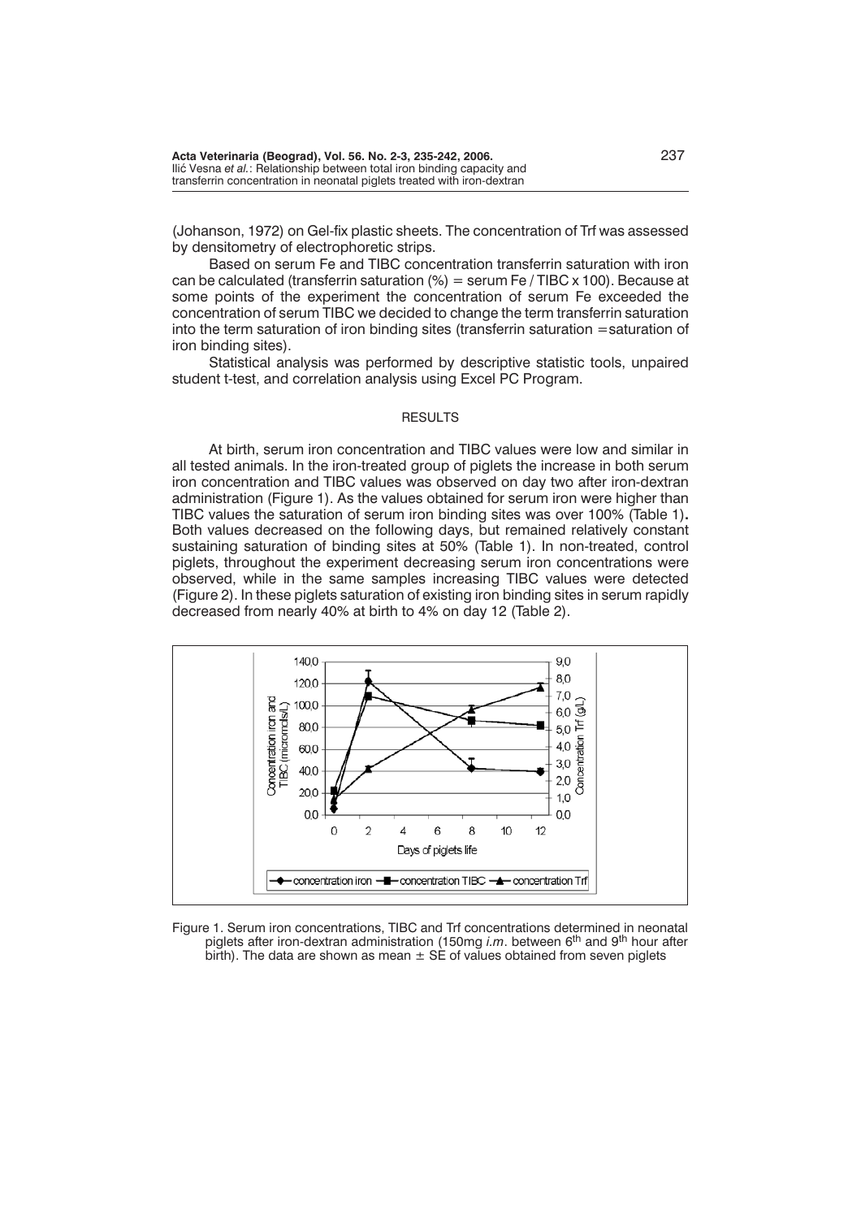(Johanson, 1972) on Gel-fix plastic sheets. The concentration of Trf was assessed by densitometry of electrophoretic strips.

Based on serum Fe and TIBC concentration transferrin saturation with iron can be calculated (transferrin saturation (%) = serum Fe / TIBC x 100). Because at some points of the experiment the concentration of serum Fe exceeded the concentration of serum TIBC we decided to change the term transferrin saturation into the term saturation of iron binding sites (transferrin saturation = saturation of iron binding sites).

Statistical analysis was performed by descriptive statistic tools, unpaired student t-test, and correlation analysis using Excel PC Program.

## RESULTS

At birth, serum iron concentration and TIBC values were low and similar in all tested animals. In the iron-treated group of piglets the increase in both serum iron concentration and TIBC values was observed on day two after iron-dextran administration (Figure 1). As the values obtained for serum iron were higher than TIBC values the saturation of serum iron binding sites was over 100% (Table 1). Both values decreased on the following days, but remained relatively constant sustaining saturation of binding sites at 50% (Table 1). In non-treated, control piglets, throughout the experiment decreasing serum iron concentrations were observed, while in the same samples increasing TIBC values were detected (Figure 2). In these piglets saturation of existing iron binding sites in serum rapidly decreased from nearly 40% at birth to 4% on day 12 (Table 2).

Figure 1. Serum iron concentrations, TIBC and Trf concentrations determined in neonatal piglets after iron-dextran administration (150mg *i.m.* between 6th and 9th hour after birth). The data are shown as mean ± SE of values obtained from seven piglets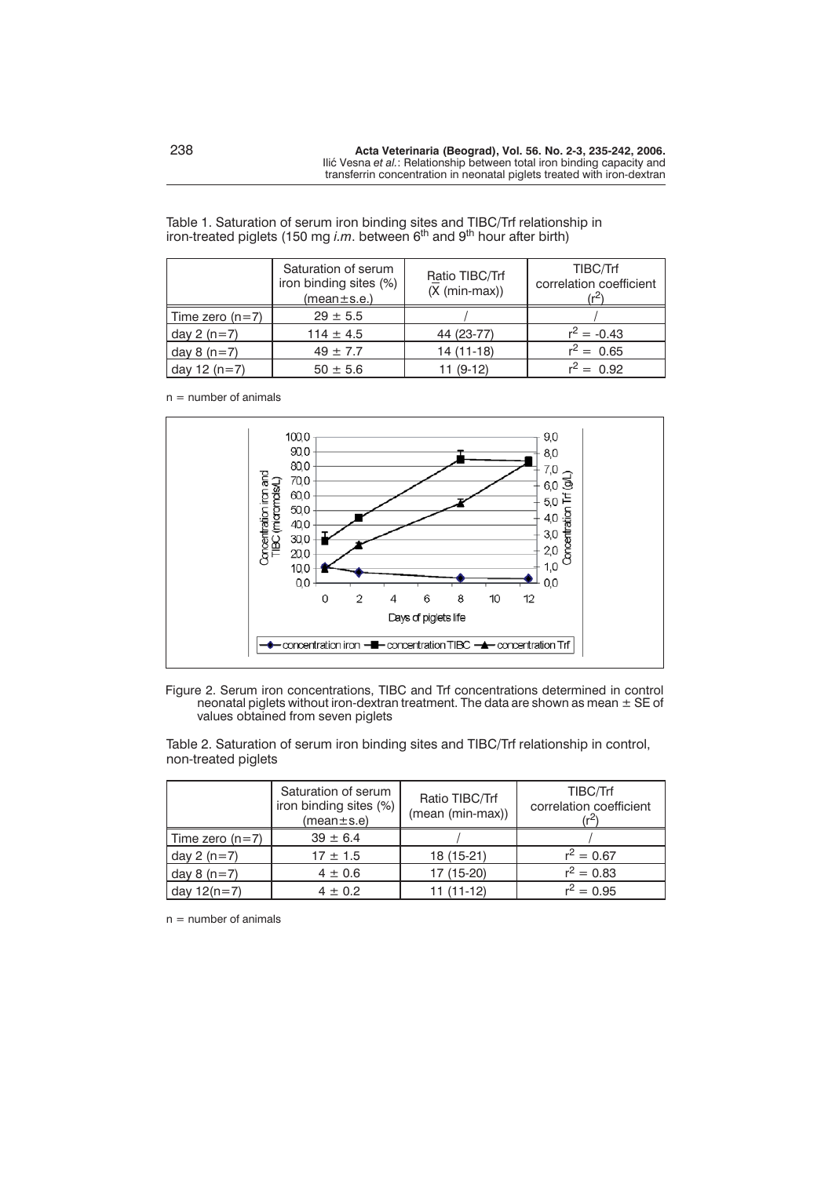Table 1. Saturation of serum iron binding sites and TIBC/Trf relationship in iron-treated piglets (150 mg *i.m.* between $6^{th}$ and $9^{th}$ hour after birth)

| | Saturation of serum iron binding sites (%) (mean±s.e.) | Ratio TIBC/Trf ($\bar{X}$ (min-max)) | TIBC/Trf correlation coefficient ($r^2$) |
|---|---|---|---|
| Time zero (n=7) | 29 ± 5.5 | / | / |
| day 2 (n=7) | 114 ± 4.5 | 44 (23-77) | $r^2$ = -0.43 |
| day 8 (n=7) | 49 ± 7.7 | 14 (11-18) | $r^2$ = 0.65 |
| day 12 (n=7) | 50 ± 5.6 | 11 (9-12) | $r^2$ = 0.92 |

n = number of animals

Figure 2. Serum iron concentrations, TIBC and Trf concentrations determined in control neonatal piglets without iron-dextran treatment. The data are shown as mean ± SE of values obtained from seven piglets

Table 2. Saturation of serum iron binding sites and TIBC/Trf relationship in control, non-treated piglets

| | Saturation of serum iron binding sites (%) (mean±s.e) | Ratio TIBC/Trf (mean (min-max)) | TIBC/Trf correlation coefficient ($r^2$) |
|---|---|---|---|
| Time zero (n=7) | 39 ± 6.4 | / | / |
| day 2 (n=7) | 17 ± 1.5 | 18 (15-21) | $r^2$ = 0.67 |
| day 8 (n=7) | 4 ± 0.6 | 17 (15-20) | $r^2$ = 0.83 |
| day 12(n=7) | 4 ± 0.2 | 11 (11-12) | $r^2$ = 0.95 |

n = number of animals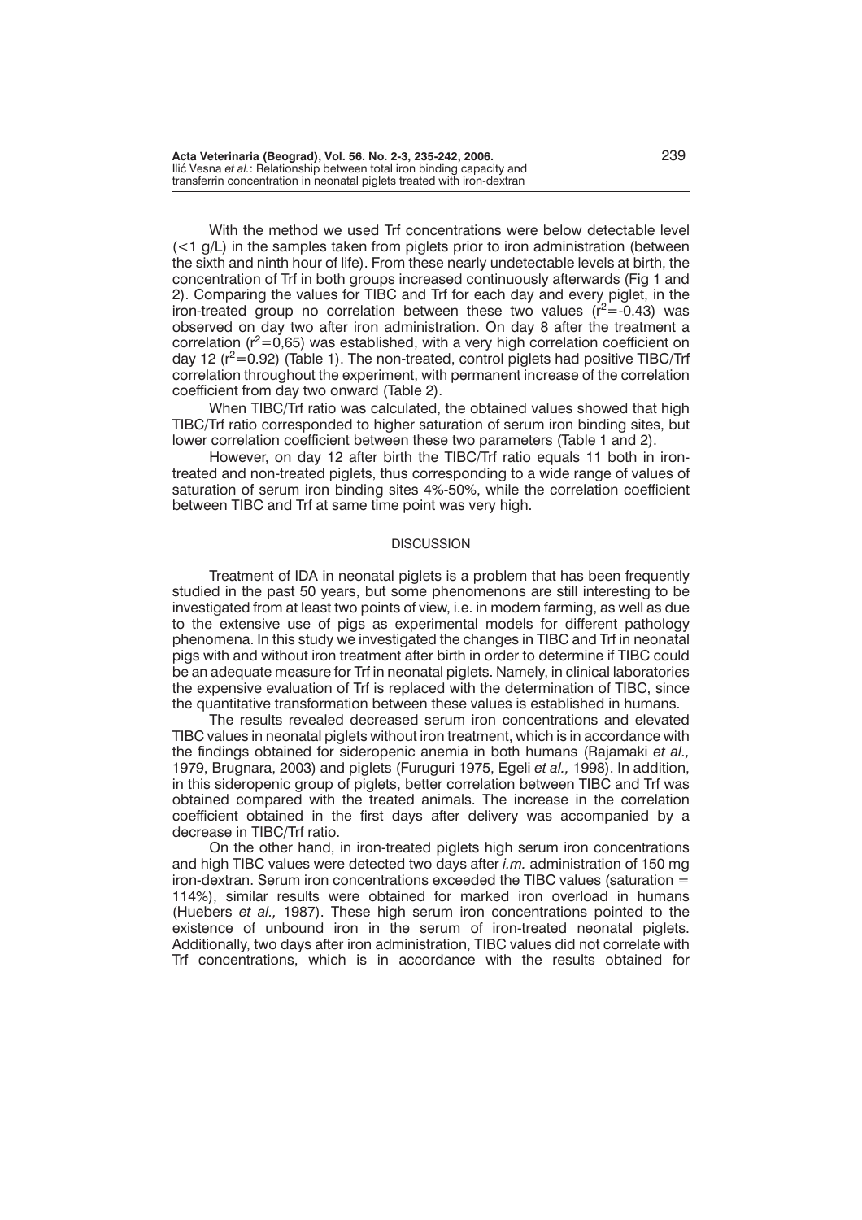With the method we used Trf concentrations were below detectable level (<1 g/L) in the samples taken from piglets prior to iron administration (between the sixth and ninth hour of life). From these nearly undetectable levels at birth, the concentration of Trf in both groups increased continuously afterwards (Fig 1 and 2). Comparing the values for TIBC and Trf for each day and every piglet, in the iron-treated group no correlation between these two values ($r^2$=-0.43) was observed on day two after iron administration. On day 8 after the treatment a correlation ($r^2$=0,65) was established, with a very high correlation coefficient on day 12 ($r^2$=0.92) (Table 1). The non-treated, control piglets had positive TIBC/Trf correlation throughout the experiment, with permanent increase of the correlation coefficient from day two onward (Table 2).

When TIBC/Trf ratio was calculated, the obtained values showed that high TIBC/Trf ratio corresponded to higher saturation of serum iron binding sites, but lower correlation coefficient between these two parameters (Table 1 and 2).

However, on day 12 after birth the TIBC/Trf ratio equals 11 both in iron-treated and non-treated piglets, thus corresponding to a wide range of values of saturation of serum iron binding sites 4%-50%, while the correlation coefficient between TIBC and Trf at same time point was very high.

## DISCUSSION

Treatment of IDA in neonatal piglets is a problem that has been frequently studied in the past 50 years, but some phenomenons are still interesting to be investigated from at least two points of view, i.e. in modern farming, as well as due to the extensive use of pigs as experimental models for different pathology phenomena. In this study we investigated the changes in TIBC and Trf in neonatal pigs with and without iron treatment after birth in order to determine if TIBC could be an adequate measure for Trf in neonatal piglets. Namely, in clinical laboratories the expensive evaluation of Trf is replaced with the determination of TIBC, since the quantitative transformation between these values is established in humans.

The results revealed decreased serum iron concentrations and elevated TIBC values in neonatal piglets without iron treatment, which is in accordance with the findings obtained for sideropenic anemia in both humans (Rajamaki *et al.,* 1979, Brugnara, 2003) and piglets (Furuguri 1975, Egeli *et al.,* 1998). In addition, in this sideropenic group of piglets, better correlation between TIBC and Trf was obtained compared with the treated animals. The increase in the correlation coefficient obtained in the first days after delivery was accompanied by a decrease in TIBC/Trf ratio.

On the other hand, in iron-treated piglets high serum iron concentrations and high TIBC values were detected two days after *i.m.* administration of 150 mg iron-dextran. Serum iron concentrations exceeded the TIBC values (saturation = 114%), similar results were obtained for marked iron overload in humans (Huebers *et al.,* 1987). These high serum iron concentrations pointed to the existence of unbound iron in the serum of iron-treated neonatal piglets. Additionally, two days after iron administration, TIBC values did not correlate with Trf concentrations, which is in accordance with the results obtained for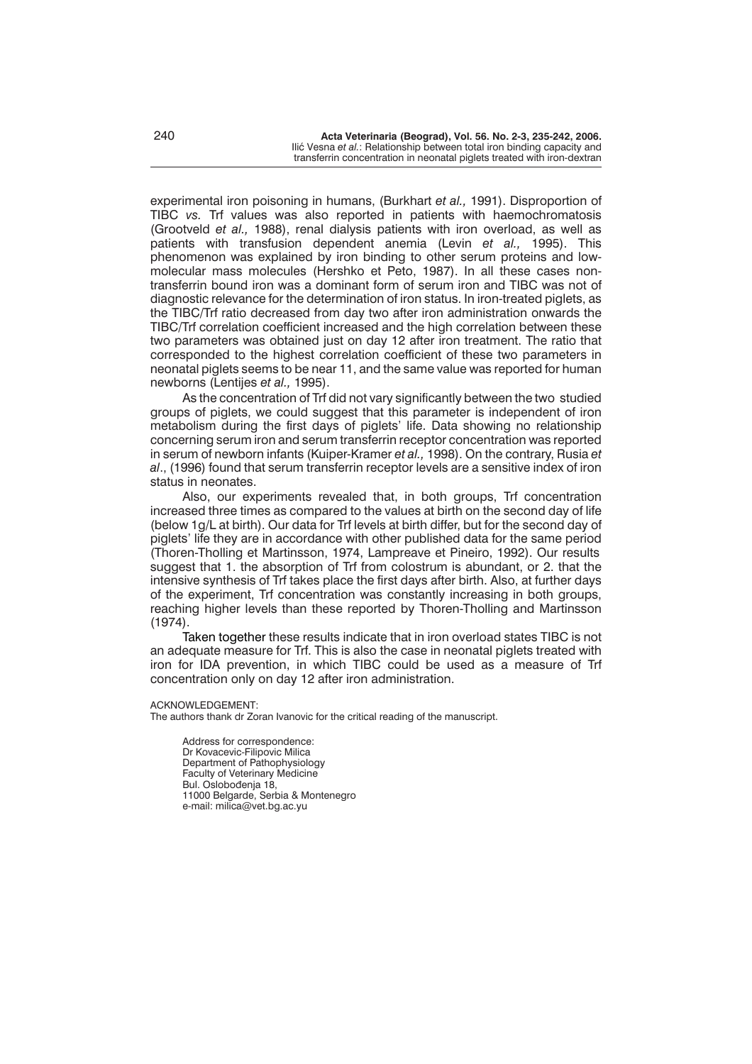experimental iron poisoning in humans, (Burkhart *et al.,* 1991). Disproportion of TIBC *vs.* Trf values was also reported in patients with haemochromatosis (Grootveld *et al.,* 1988), renal dialysis patients with iron overload, as well as patients with transfusion dependent anemia (Levin *et al.,* 1995). This phenomenon was explained by iron binding to other serum proteins and low-molecular mass molecules (Hershko et Peto, 1987). In all these cases non-transferrin bound iron was a dominant form of serum iron and TIBC was not of diagnostic relevance for the determination of iron status. In iron-treated piglets, as the TIBC/Trf ratio decreased from day two after iron administration onwards the TIBC/Trf correlation coefficient increased and the high correlation between these two parameters was obtained just on day 12 after iron treatment. The ratio that corresponded to the highest correlation coefficient of these two parameters in neonatal piglets seems to be near 11, and the same value was reported for human newborns (Lentijes *et al.,* 1995).

As the concentration of Trf did not vary significantly between the two studied groups of piglets, we could suggest that this parameter is independent of iron metabolism during the first days of piglets' life. Data showing no relationship concerning serum iron and serum transferrin receptor concentration was reported in serum of newborn infants (Kuiper-Kramer *et al.,* 1998). On the contrary, Rusia *et al*., (1996) found that serum transferrin receptor levels are a sensitive index of iron status in neonates.

Also, our experiments revealed that, in both groups, Trf concentration increased three times as compared to the values at birth on the second day of life (below 1g/L at birth). Our data for Trf levels at birth differ, but for the second day of piglets' life they are in accordance with other published data for the same period (Thoren-Tholling et Martinsson, 1974, Lampreave et Pineiro, 1992). Our results suggest that 1. the absorption of Trf from colostrum is abundant, or 2. that the intensive synthesis of Trf takes place the first days after birth. Also, at further days of the experiment, Trf concentration was constantly increasing in both groups, reaching higher levels than these reported by Thoren-Tholling and Martinsson (1974).

Taken together these results indicate that in iron overload states TIBC is not an adequate measure for Trf. This is also the case in neonatal piglets treated with iron for IDA prevention, in which TIBC could be used as a measure of Trf concentration only on day 12 after iron administration.

ACKNOWLEDGEMENT:
The authors thank dr Zoran Ivanovic for the critical reading of the manuscript.

Address for correspondence:
Dr Kovacevic-Filipovic Milica
Department of Pathophysiology
Faculty of Veterinary Medicine
Bul. Oslobođenja 18,
11000 Belgarde, Serbia & Montenegro
e-mail: milica@vet.bg.ac.yu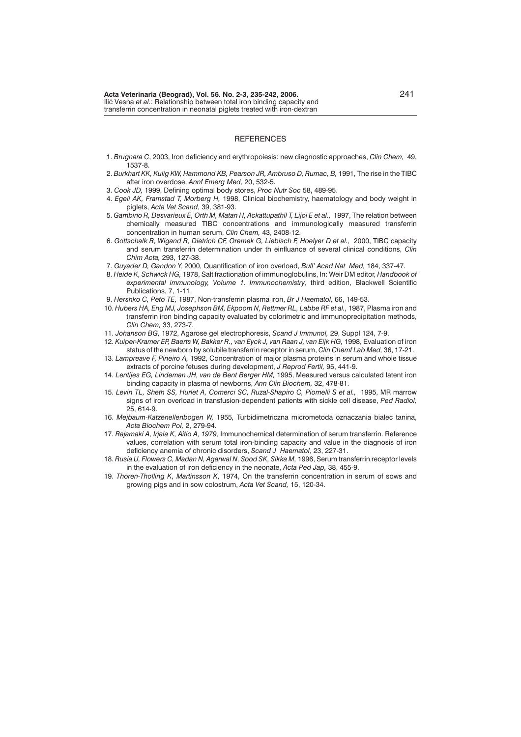## REFERENCES

1. *Brugnara C*, 2003, Iron deficiency and erythropoiesis: new diagnostic approaches, *Clin Chem,* 49, 1537-8.
2. *Burkhart KK, Kulig KW, Hammond KB, Pearson JR, Ambruso D, Rumac, B,* 1991, The rise in the TIBC after iron overdose, *Annf Emerg Med,* 20, 532-5.
3. *Cook JD,* 1999, Defining optimal body stores, *Proc Nutr Soc* 58, 489-95.
4. *Egeli AK, Framstad T, Morberg H,* 1998, Clinical biochemistry, haematology and body weight in piglets, *Acta Vet Scand*, 39, 381-93.
5. *Gambino R, Desvarieux E, Orth M, Matan H, Ackattupathil T, Lijoi E et al.,* 1997, The relation between chemically measured TIBC concentrations and immunologically measured transferrin concentration in human serum, *Clin Chem,* 43, 2408-12.
6. *Gottschalk R, Wigand R, Dietrich CF, Oremek G, Liebisch F, Hoelyer D et al.,* 2000, TIBC capacity and serum transferrin determination under th einfluance of several clinical conditions, *Clin Chim Acta,* 293, 127-38.
7. *Guyader D, Gandon Y,* 2000, Quantification of iron overload, *Bull' Acad Nat Med,* 184, 337-47.
8. *Heide K, Schwick HG,* 1978, Salt fractionation of immunoglobulins, In: Weir DM editor, *Handbook of experimental immunology, Volume 1. Immunochemistry*, third edition, Blackwell Scientific Publications, 7, 1-11.
9. *Hershko C, Peto TE,* 1987, Non-transferrin plasma iron, *Br J Haematol,* 66, 149-53.
10. *Hubers HA, Eng MJ, Josephson BM, Ekpoom N, Rettmer RL, Labbe RF et al.,* 1987, Plasma iron and transferrin iron binding capacity evaluated by colorimetric and immunoprecipitation methods, *Clin Chem,* 33, 273-7.
11. *Johanson BG,* 1972, Agarose gel electrophoresis, *Scand J Immunol,* 29, Suppl 124, 7-9.
12. *Kuiper-Kramer EP, Baerts W, Bakker R., van Eyck J, van Raan J, van Eijk HG,* 1998, Evaluation of iron status of the newborn by solubile transferrin receptor in serum, *Clin Chemf Lab Med,* 36, 17-21.
13. *Lampreave F, Pineiro A,* 1992, Concentration of major plasma proteins in serum and whole tissue extracts of porcine fetuses during development, *J Reprod Fertil,* 95, 441-9.
14. *Lentijes EG, Lindeman JH, van de Bent Berger HM,* 1995, Measured versus calculated latent iron binding capacity in plasma of newborns, *Ann Clin Biochem,* 32, 478-81.
15. *Levin TL, Sheth SS, Hurlet A, Comerci SC, Ruzal-Shapiro C, Piomelli S et al.,* 1995, MR marrow signs of iron overload in transfusion-dependent patients with sickle cell disease, *Ped Radiol,* 25, 614-9.
16. *Mejbaum-Katzenellenbogen W,* 1955*,* Turbidimetriczna micrometoda oznaczania bialec tanina, *Acta Biochem Pol,* 2, 279-94.
17. *Rajamaki A, Irjala K, Aitio A, 1979,* Immunochemical determination of serum transferrin. Reference values, correlation with serum total iron-binding capacity and value in the diagnosis of iron deficiency anemia of chronic disorders, *Scand J Haematol*, 23, 227-31.
18. *Rusia U, Flowers C, Madan N, Agarwal N, Sood SK, Sikka M,* 1996, Serum transferrin receptor levels in the evaluation of iron deficiency in the neonate, *Acta Ped Jap,* 38, 455-9.
19. *Thoren-Tholling K, Martinsson K,* 1974, On the transferrin concentration in serum of sows and growing pigs and in sow colostrum, *Acta Vet Scand,* 15, 120-34.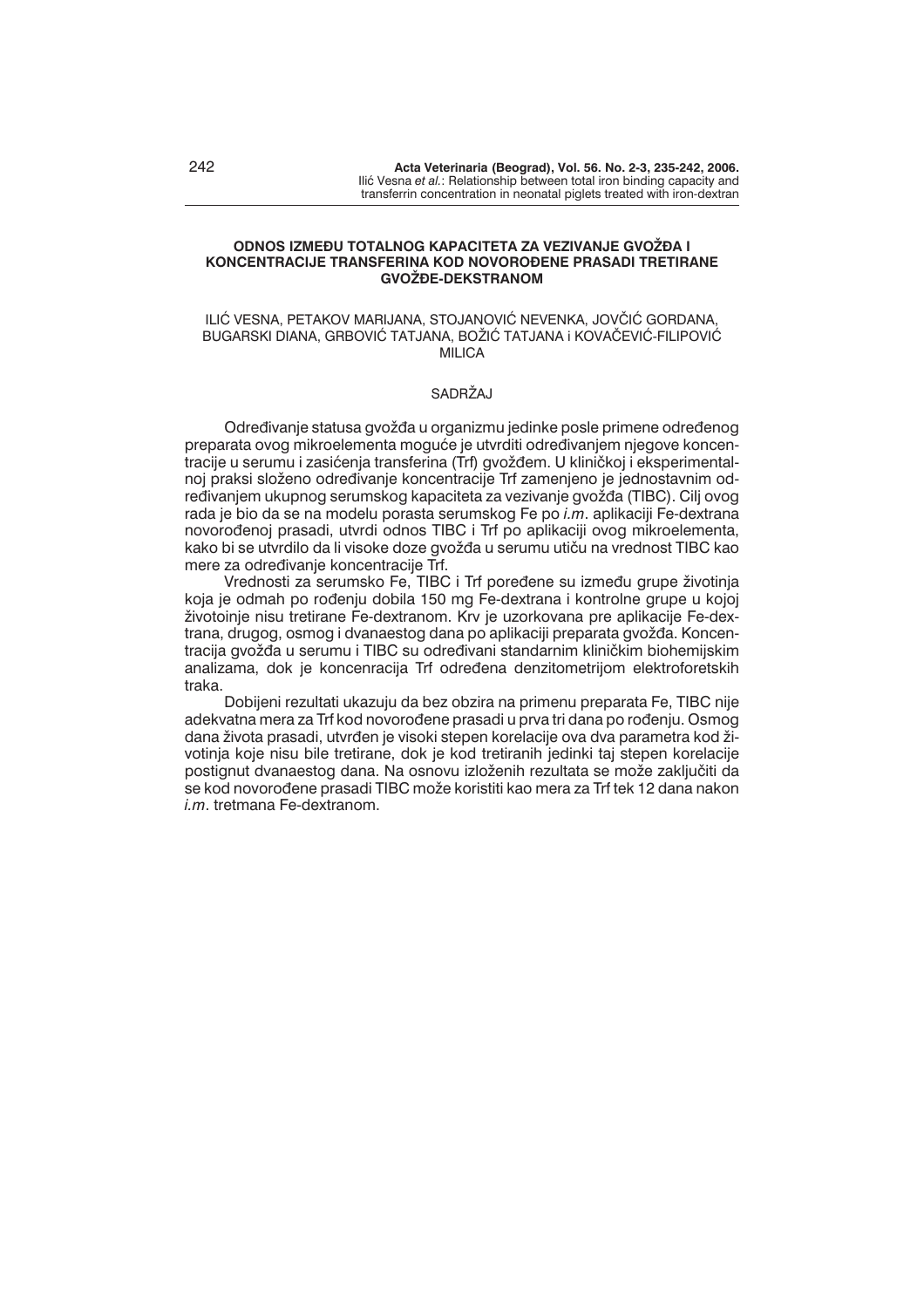**ODNOS IZMEĐU TOTALNOG KAPACITETA ZA VEZIVANJE GVOŽĐA I KONCENTRACIJE TRANSFERINA KOD NOVOROĐENE PRASADI TRETIRANE GVOŽĐE-DEKSTRANOM**

ILIĆ VESNA, PETAKOV MARIJANA, STOJANOVIĆ NEVENKA, JOVČIĆ GORDANA, BUGARSKI DIANA, GRBOVIĆ TATJANA, BOŽIĆ TATJANA i KOVAČEVIĆ-FILIPOVIĆ MILICA

SADRŽAJ

Određivanje statusa gvožđa u organizmu jedinke posle primene određenog preparata ovog mikroelementa moguće je utvrditi određivanjem njegove koncentracije u serumu i zasićenja transferina (Trf) gvožđem. U kliničkoj i eksperimentalnoj praksi složeno određivanje koncentracije Trf zamenjeno je jednostavnim određivanjem ukupnog serumskog kapaciteta za vezivanje gvožđa (TIBC). Cilj ovog rada je bio da se na modelu porasta serumskog Fe po *i.m*. aplikaciji Fe-dextrana novorođenoj prasadi, utvrdi odnos TIBC i Trf po aplikaciji ovog mikroelementa, kako bi se utvrdilo da li visoke doze gvožđa u serumu utiču na vrednost TIBC kao mere za određivanje koncentracije Trf.

Vrednosti za serumsko Fe, TIBC i Trf poređene su između grupe životinja koja je odmah po rođenju dobila 150 mg Fe-dextrana i kontrolne grupe u kojoj životoinje nisu tretirane Fe-dextranom. Krv je uzorkovana pre aplikacije Fe-dextrana, drugog, osmog i dvanaestog dana po aplikaciji preparata gvožđa. Koncentracija gvožđa u serumu i TIBC su određivani standarnim kliničkim biohemijskim analizama, dok je koncenracija Trf određena denzitometrijom elektroforetskih traka.

Dobijeni rezultati ukazuju da bez obzira na primenu preparata Fe, TIBC nije adekvatna mera za Trf kod novorođene prasadi u prva tri dana po rođenju. Osmog dana života prasadi, utvrđen je visoki stepen korelacije ova dva parametra kod životinja koje nisu bile tretirane, dok je kod tretiranih jedinki taj stepen korelacije postignut dvanaestog dana. Na osnovu izloženih rezultata se može zaključiti da se kod novorođene prasadi TIBC može koristiti kao mera za Trf tek 12 dana nakon *i.m*. tretmana Fe-dextranom.